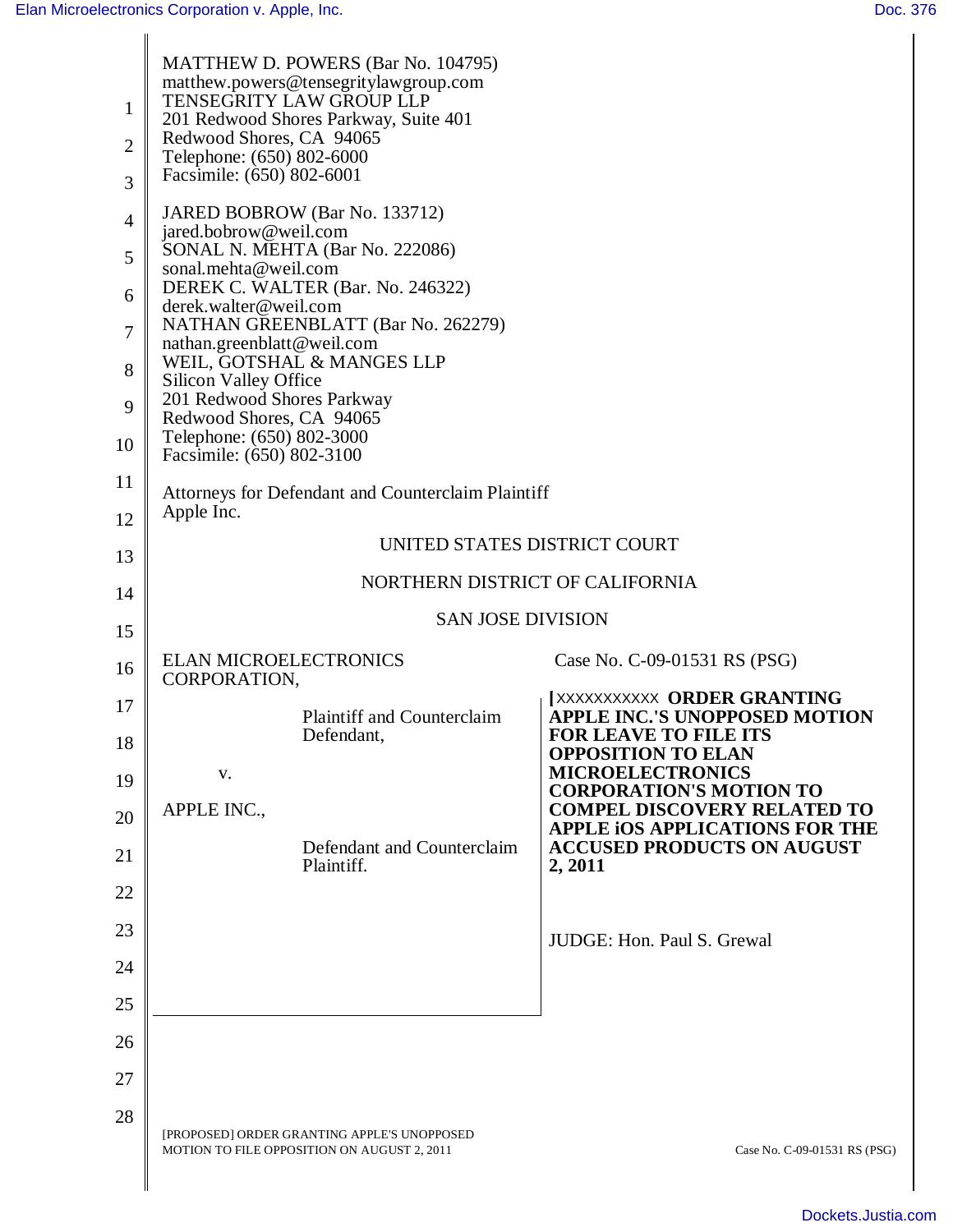MATTHEW D. POWERS (Bar No. 104795)
matthew.powers@tensegritylawgroup.com
TENSEGRITY LAW GROUP LLP
201 Redwood Shores Parkway, Suite 401
Redwood Shores, CA 94065
Telephone: (650) 802-6000
Facsimile: (650) 802-6001

JARED BOBROW (Bar No. 133712)
jared.bobrow@weil.com
SONAL N. MEHTA (Bar No. 222086)
sonal.mehta@weil.com
DEREK C. WALTER (Bar. No. 246322)
derek.walter@weil.com
NATHAN GREENBLATT (Bar No. 262279)
nathan.greenblatt@weil.com
WEIL, GOTSHAL & MANGES LLP
Silicon Valley Office
201 Redwood Shores Parkway
Redwood Shores, CA 94065
Telephone: (650) 802-3000
Facsimile: (650) 802-3100

Attorneys for Defendant and Counterclaim Plaintiff
Apple Inc.

UNITED STATES DISTRICT COURT

NORTHERN DISTRICT OF CALIFORNIA

SAN JOSE DIVISION

ELAN MICROELECTRONICS CORPORATION,

Plaintiff and Counterclaim Defendant,

v.

APPLE INC.,

Defendant and Counterclaim Plaintiff.

Case No. C-09-01531 RS (PSG)

**[XXXXXXXXXXX ORDER GRANTING APPLE INC.'S UNOPPOSED MOTION FOR LEAVE TO FILE ITS OPPOSITION TO ELAN MICROELECTRONICS CORPORATION'S MOTION TO COMPEL DISCOVERY RELATED TO APPLE iOS APPLICATIONS FOR THE ACCUSED PRODUCTS ON AUGUST 2, 2011**

JUDGE: Hon. Paul S. Grewal

[PROPOSED] ORDER GRANTING APPLE'S UNOPPOSED MOTION TO FILE OPPOSITION ON AUGUST 2, 2011

Case No. C-09-01531 RS (PSG)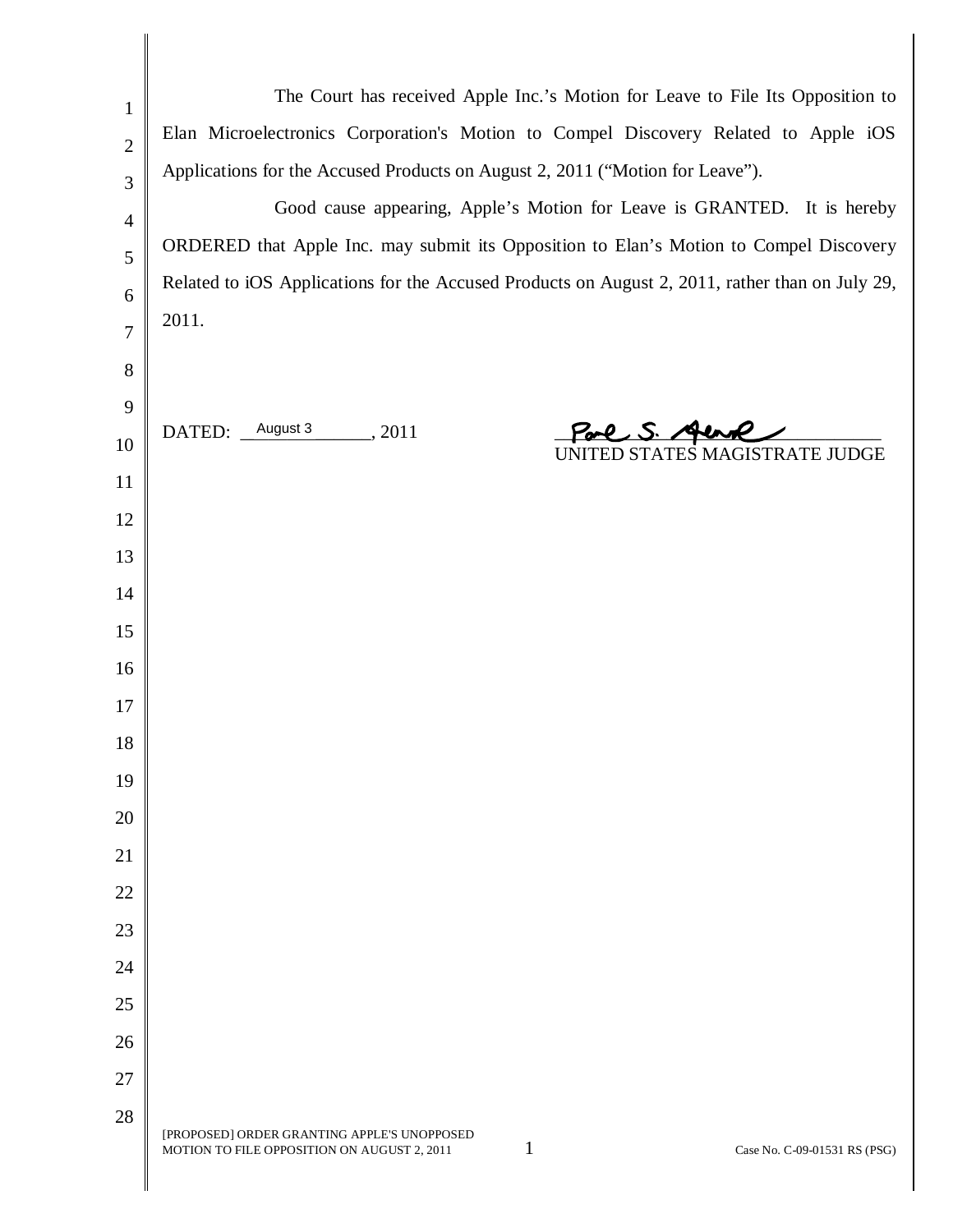The Court has received Apple Inc.'s Motion for Leave to File Its Opposition to Elan Microelectronics Corporation's Motion to Compel Discovery Related to Apple iOS Applications for the Accused Products on August 2, 2011 ("Motion for Leave").

Good cause appearing, Apple's Motion for Leave is GRANTED. It is hereby ORDERED that Apple Inc. may submit its Opposition to Elan's Motion to Compel Discovery Related to iOS Applications for the Accused Products on August 2, 2011, rather than on July 29, 2011.

DATED: August 3, 2011

Paul S. Grewal

UNITED STATES MAGISTRATE JUDGE

[PROPOSED] ORDER GRANTING APPLE'S UNOPPOSED MOTION TO FILE OPPOSITION ON AUGUST 2, 2011

Case No. C-09-01531 RS (PSG)